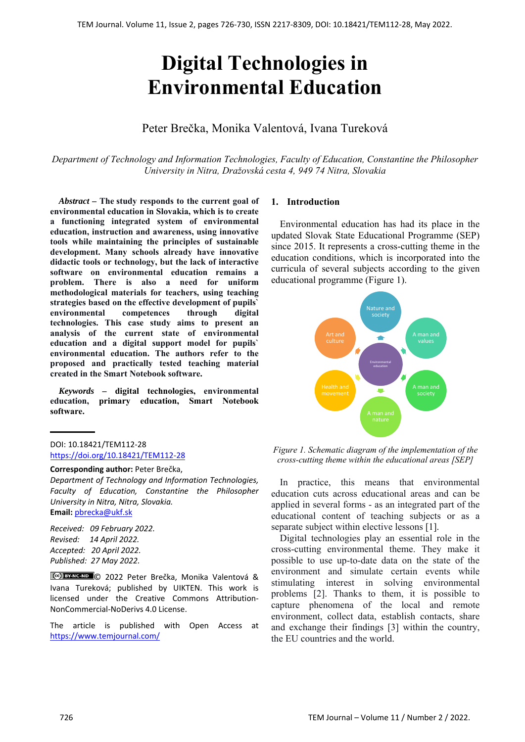# Digital Technologies in Environmental Education

Peter Brečka, Monika Valentová, Ivana Tureková

*Department of Technology and Information Technologies, Faculty of Education, Constantine the Philosopher University in Nitra, Dražovská cesta 4, 949 74 Nitra, Slovakia*

***Abstract* – The study responds to the current goal of environmental education in Slovakia, which is to create a functioning integrated system of environmental education, instruction and awareness, using innovative tools while maintaining the principles of sustainable development. Many schools already have innovative didactic tools or technology, but the lack of interactive software on environmental education remains a problem. There is also a need for uniform methodological materials for teachers, using teaching strategies based on the effective development of pupils` environmental competences through digital technologies. This case study aims to present an analysis of the current state of environmental education and a digital support model for pupils` environmental education. The authors refer to the proposed and practically tested teaching material created in the Smart Notebook software.**

***Keywords* – digital technologies, environmental education, primary education, Smart Notebook software.**

DOI: 10.18421/TEM112-28
https://doi.org/10.18421/TEM112-28

**Corresponding author:** Peter Brečka,
*Department of Technology and Information Technologies, Faculty of Education, Constantine the Philosopher University in Nitra, Nitra, Slovakia.*
**Email:** pbrecka@ukf.sk

*Received: 09 February 2022.*
*Revised: 14 April 2022.*
*Accepted: 20 April 2022.*
*Published: 27 May 2022.*

© 2022 Peter Brečka, Monika Valentová & Ivana Tureková; published by UIKTEN. This work is licensed under the Creative Commons Attribution-NonCommercial-NoDerivs 4.0 License.

The article is published with Open Access at https://www.temjournal.com/

## 1. Introduction

Environmental education has had its place in the updated Slovak State Educational Programme (SEP) since 2015. It represents a cross-cutting theme in the education conditions, which is incorporated into the curricula of several subjects according to the given educational programme (Figure 1).

*Figure 1. Schematic diagram of the implementation of the cross-cutting theme within the educational areas [SEP]*

In practice, this means that environmental education cuts across educational areas and can be applied in several forms - as an integrated part of the educational content of teaching subjects or as a separate subject within elective lessons [1].

Digital technologies play an essential role in the cross-cutting environmental theme. They make it possible to use up-to-date data on the state of the environment and simulate certain events while stimulating interest in solving environmental problems [2]. Thanks to them, it is possible to capture phenomena of the local and remote environment, collect data, establish contacts, share and exchange their findings [3] within the country, the EU countries and the world.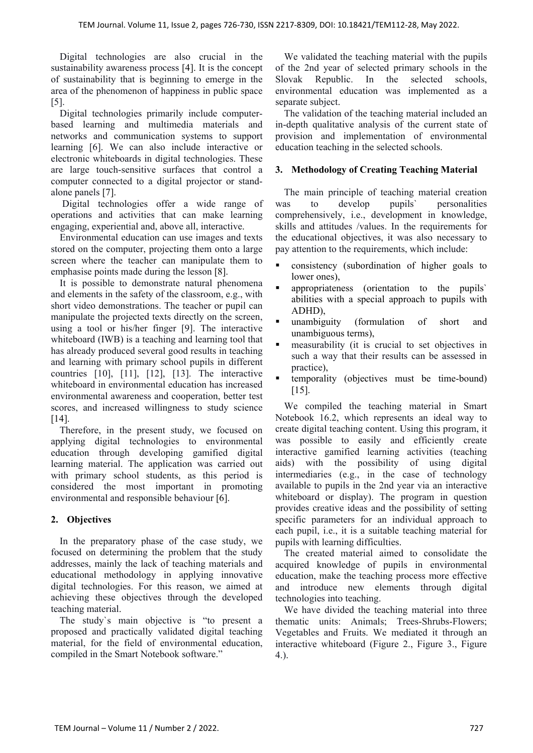Digital technologies are also crucial in the sustainability awareness process [4]. It is the concept of sustainability that is beginning to emerge in the area of the phenomenon of happiness in public space [5].

Digital technologies primarily include computer-based learning and multimedia materials and networks and communication systems to support learning [6]. We can also include interactive or electronic whiteboards in digital technologies. These are large touch-sensitive surfaces that control a computer connected to a digital projector or stand-alone panels [7].

Digital technologies offer a wide range of operations and activities that can make learning engaging, experiential and, above all, interactive.

Environmental education can use images and texts stored on the computer, projecting them onto a large screen where the teacher can manipulate them to emphasise points made during the lesson [8].

It is possible to demonstrate natural phenomena and elements in the safety of the classroom, e.g., with short video demonstrations. The teacher or pupil can manipulate the projected texts directly on the screen, using a tool or his/her finger [9]. The interactive whiteboard (IWB) is a teaching and learning tool that has already produced several good results in teaching and learning with primary school pupils in different countries [10], [11], [12], [13]. The interactive whiteboard in environmental education has increased environmental awareness and cooperation, better test scores, and increased willingness to study science [14].

Therefore, in the present study, we focused on applying digital technologies to environmental education through developing gamified digital learning material. The application was carried out with primary school students, as this period is considered the most important in promoting environmental and responsible behaviour [6].

## 2. Objectives

In the preparatory phase of the case study, we focused on determining the problem that the study addresses, mainly the lack of teaching materials and educational methodology in applying innovative digital technologies. For this reason, we aimed at achieving these objectives through the developed teaching material.

The study`s main objective is "to present a proposed and practically validated digital teaching material, for the field of environmental education, compiled in the Smart Notebook software."

We validated the teaching material with the pupils of the 2nd year of selected primary schools in the Slovak Republic. In the selected schools, environmental education was implemented as a separate subject.

The validation of the teaching material included an in-depth qualitative analysis of the current state of provision and implementation of environmental education teaching in the selected schools.

## 3. Methodology of Creating Teaching Material

The main principle of teaching material creation was to develop pupils` personalities comprehensively, i.e., development in knowledge, skills and attitudes /values. In the requirements for the educational objectives, it was also necessary to pay attention to the requirements, which include:

- consistency (subordination of higher goals to lower ones),
- appropriateness (orientation to the pupils` abilities with a special approach to pupils with ADHD),
- unambiguity (formulation of short and unambiguous terms),
- measurability (it is crucial to set objectives in such a way that their results can be assessed in practice),
- temporality (objectives must be time-bound) [15].

We compiled the teaching material in Smart Notebook 16.2, which represents an ideal way to create digital teaching content. Using this program, it was possible to easily and efficiently create interactive gamified learning activities (teaching aids) with the possibility of using digital intermediaries (e.g., in the case of technology available to pupils in the 2nd year via an interactive whiteboard or display). The program in question provides creative ideas and the possibility of setting specific parameters for an individual approach to each pupil, i.e., it is a suitable teaching material for pupils with learning difficulties.

The created material aimed to consolidate the acquired knowledge of pupils in environmental education, make the teaching process more effective and introduce new elements through digital technologies into teaching.

We have divided the teaching material into three thematic units: Animals; Trees-Shrubs-Flowers; Vegetables and Fruits. We mediated it through an interactive whiteboard (Figure 2., Figure 3., Figure 4.).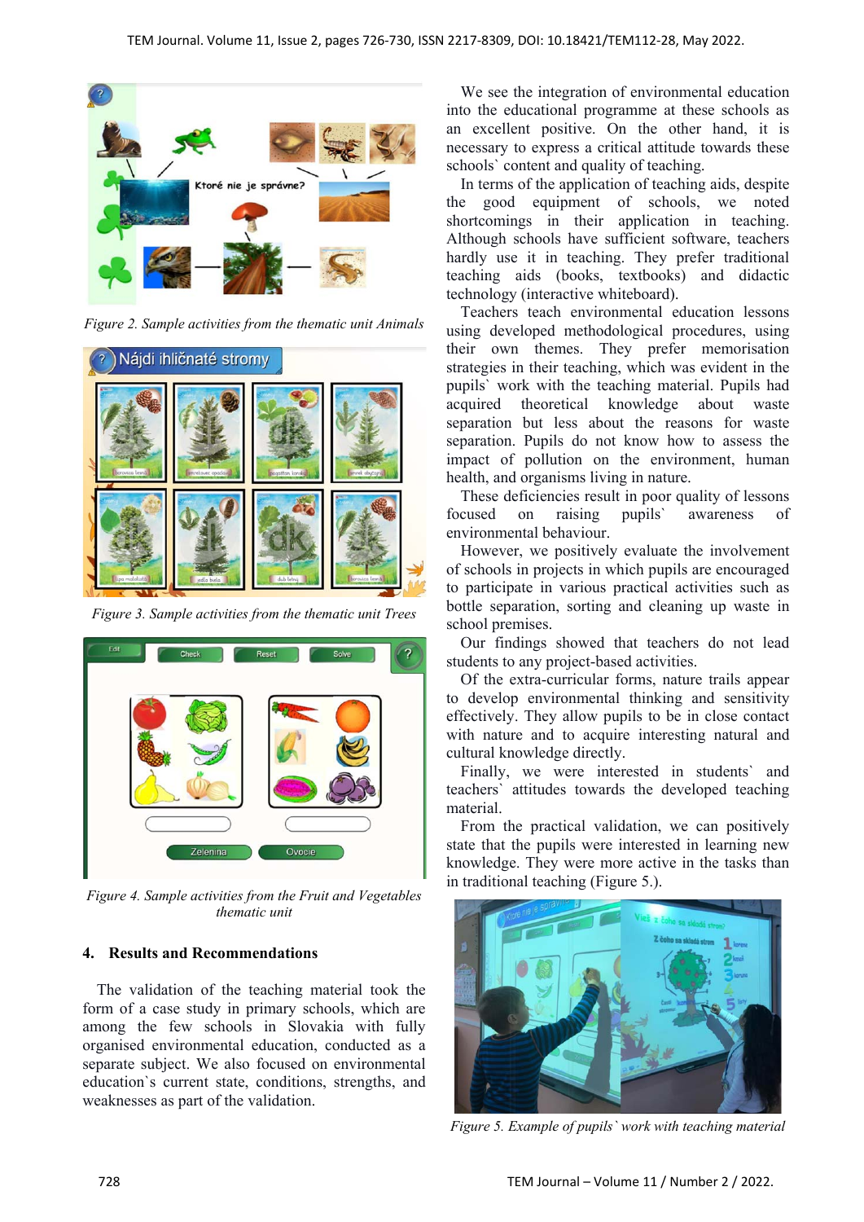*Figure 2. Sample activities from the thematic unit Animals*

*Figure 3. Sample activities from the thematic unit Trees*

*Figure 4. Sample activities from the Fruit and Vegetables thematic unit*

## 4. Results and Recommendations

The validation of the teaching material took the form of a case study in primary schools, which are among the few schools in Slovakia with fully organised environmental education, conducted as a separate subject. We also focused on environmental education`s current state, conditions, strengths, and weaknesses as part of the validation.

We see the integration of environmental education into the educational programme at these schools as an excellent positive. On the other hand, it is necessary to express a critical attitude towards these schools` content and quality of teaching.

In terms of the application of teaching aids, despite the good equipment of schools, we noted shortcomings in their application in teaching. Although schools have sufficient software, teachers hardly use it in teaching. They prefer traditional teaching aids (books, textbooks) and didactic technology (interactive whiteboard).

Teachers teach environmental education lessons using developed methodological procedures, using their own themes. They prefer memorisation strategies in their teaching, which was evident in the pupils` work with the teaching material. Pupils had acquired theoretical knowledge about waste separation but less about the reasons for waste separation. Pupils do not know how to assess the impact of pollution on the environment, human health, and organisms living in nature.

These deficiencies result in poor quality of lessons focused on raising pupils` awareness of environmental behaviour.

However, we positively evaluate the involvement of schools in projects in which pupils are encouraged to participate in various practical activities such as bottle separation, sorting and cleaning up waste in school premises.

Our findings showed that teachers do not lead students to any project-based activities.

Of the extra-curricular forms, nature trails appear to develop environmental thinking and sensitivity effectively. They allow pupils to be in close contact with nature and to acquire interesting natural and cultural knowledge directly.

Finally, we were interested in students` and teachers` attitudes towards the developed teaching material.

From the practical validation, we can positively state that the pupils were interested in learning new knowledge. They were more active in the tasks than in traditional teaching (Figure 5.).

*Figure 5. Example of pupils` work with teaching material*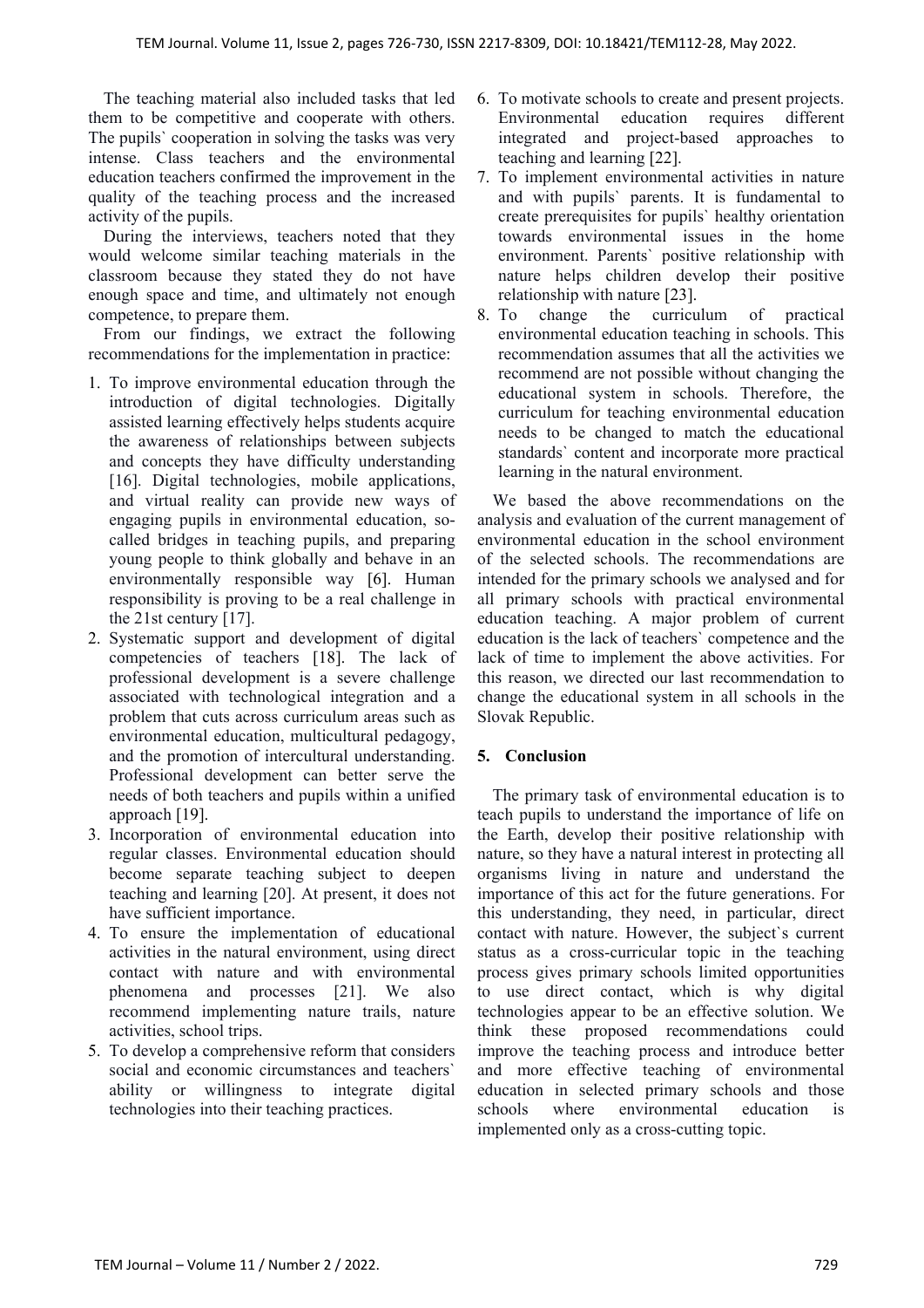The teaching material also included tasks that led them to be competitive and cooperate with others. The pupils` cooperation in solving the tasks was very intense. Class teachers and the environmental education teachers confirmed the improvement in the quality of the teaching process and the increased activity of the pupils.

During the interviews, teachers noted that they would welcome similar teaching materials in the classroom because they stated they do not have enough space and time, and ultimately not enough competence, to prepare them.

From our findings, we extract the following recommendations for the implementation in practice:

1. To improve environmental education through the introduction of digital technologies. Digitally assisted learning effectively helps students acquire the awareness of relationships between subjects and concepts they have difficulty understanding [16]. Digital technologies, mobile applications, and virtual reality can provide new ways of engaging pupils in environmental education, so-called bridges in teaching pupils, and preparing young people to think globally and behave in an environmentally responsible way [6]. Human responsibility is proving to be a real challenge in the 21st century [17].
2. Systematic support and development of digital competencies of teachers [18]. The lack of professional development is a severe challenge associated with technological integration and a problem that cuts across curriculum areas such as environmental education, multicultural pedagogy, and the promotion of intercultural understanding. Professional development can better serve the needs of both teachers and pupils within a unified approach [19].
3. Incorporation of environmental education into regular classes. Environmental education should become separate teaching subject to deepen teaching and learning [20]. At present, it does not have sufficient importance.
4. To ensure the implementation of educational activities in the natural environment, using direct contact with nature and with environmental phenomena and processes [21]. We also recommend implementing nature trails, nature activities, school trips.
5. To develop a comprehensive reform that considers social and economic circumstances and teachers` ability or willingness to integrate digital technologies into their teaching practices.
6. To motivate schools to create and present projects. Environmental education requires different integrated and project-based approaches to teaching and learning [22].
7. To implement environmental activities in nature and with pupils` parents. It is fundamental to create prerequisites for pupils` healthy orientation towards environmental issues in the home environment. Parents` positive relationship with nature helps children develop their positive relationship with nature [23].
8. To change the curriculum of practical environmental education teaching in schools. This recommendation assumes that all the activities we recommend are not possible without changing the educational system in schools. Therefore, the curriculum for teaching environmental education needs to be changed to match the educational standards` content and incorporate more practical learning in the natural environment.

We based the above recommendations on the analysis and evaluation of the current management of environmental education in the school environment of the selected schools. The recommendations are intended for the primary schools we analysed and for all primary schools with practical environmental education teaching. A major problem of current education is the lack of teachers` competence and the lack of time to implement the above activities. For this reason, we directed our last recommendation to change the educational system in all schools in the Slovak Republic.

## 5. Conclusion

The primary task of environmental education is to teach pupils to understand the importance of life on the Earth, develop their positive relationship with nature, so they have a natural interest in protecting all organisms living in nature and understand the importance of this act for the future generations. For this understanding, they need, in particular, direct contact with nature. However, the subject`s current status as a cross-curricular topic in the teaching process gives primary schools limited opportunities to use direct contact, which is why digital technologies appear to be an effective solution. We think these proposed recommendations could improve the teaching process and introduce better and more effective teaching of environmental education in selected primary schools and those schools where environmental education is implemented only as a cross-cutting topic.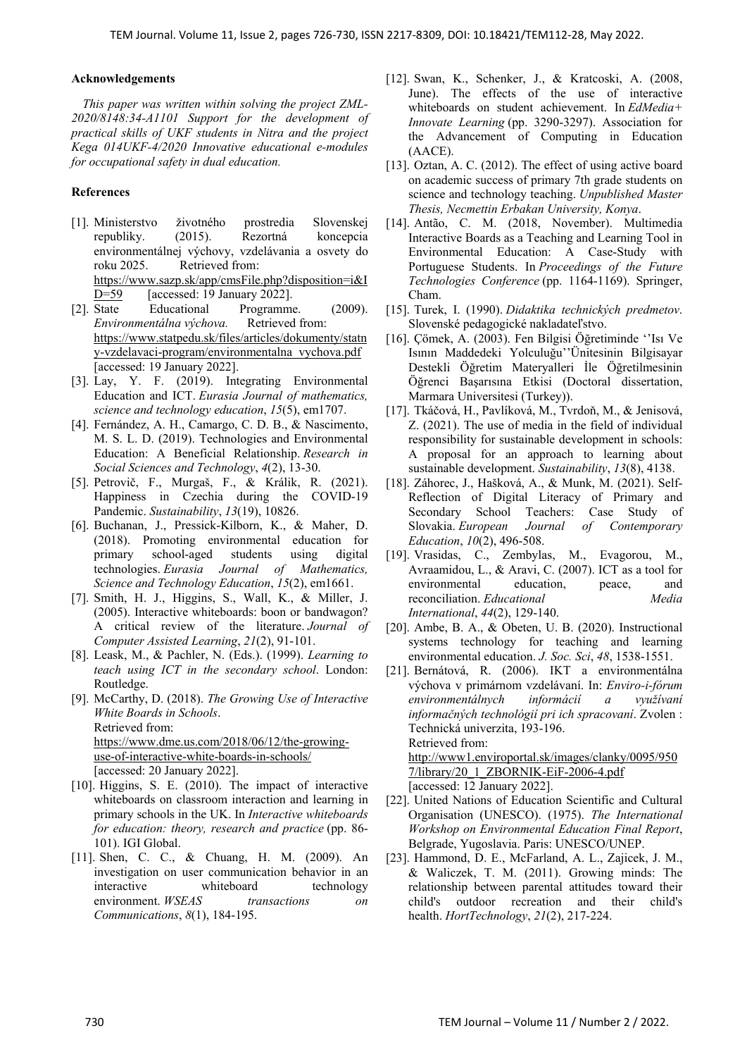## Acknowledgements

*This paper was written within solving the project ZML-2020/8148:34-A1101 Support for the development of practical skills of UKF students in Nitra and the project Kega 014UKF-4/2020 Innovative educational e-modules for occupational safety in dual education.*

## References

[1]. Ministerstvo životného prostredia Slovenskej republiky. (2015). Rezortná koncepcia environmentálnej výchovy, vzdelávania a osvety do roku 2025. Retrieved from: https://www.sazp.sk/app/cmsFile.php?disposition=i&ID=59 [accessed: 19 January 2022].

[2]. State Educational Programme. (2009). *Environmentálna výchova.* Retrieved from: https://www.statpedu.sk/files/articles/dokumenty/statny-vzdelavaci-program/environmentalna_vychova.pdf [accessed: 19 January 2022].

[3]. Lay, Y. F. (2019). Integrating Environmental Education and ICT. *Eurasia Journal of mathematics, science and technology education*, *15*(5), em1707.

[4]. Fernández, A. H., Camargo, C. D. B., & Nascimento, M. S. L. D. (2019). Technologies and Environmental Education: A Beneficial Relationship. *Research in Social Sciences and Technology*, *4*(2), 13-30.

[5]. Petrovič, F., Murgaš, F., & Králik, R. (2021). Happiness in Czechia during the COVID-19 Pandemic. *Sustainability*, *13*(19), 10826.

[6]. Buchanan, J., Pressick-Kilborn, K., & Maher, D. (2018). Promoting environmental education for primary school-aged students using digital technologies. *Eurasia Journal of Mathematics, Science and Technology Education*, *15*(2), em1661.

[7]. Smith, H. J., Higgins, S., Wall, K., & Miller, J. (2005). Interactive whiteboards: boon or bandwagon? A critical review of the literature. *Journal of Computer Assisted Learning*, *21*(2), 91-101.

[8]. Leask, M., & Pachler, N. (Eds.). (1999). *Learning to teach using ICT in the secondary school*. London: Routledge.

[9]. McCarthy, D. (2018). *The Growing Use of Interactive White Boards in Schools*. Retrieved from: https://www.dme.us.com/2018/06/12/the-growing-use-of-interactive-white-boards-in-schools/ [accessed: 20 January 2022].

[10]. Higgins, S. E. (2010). The impact of interactive whiteboards on classroom interaction and learning in primary schools in the UK. In *Interactive whiteboards for education: theory, research and practice* (pp. 86-101). IGI Global.

[11]. Shen, C. C., & Chuang, H. M. (2009). An investigation on user communication behavior in an interactive whiteboard technology environment. *WSEAS transactions on Communications*, *8*(1), 184-195.

[12]. Swan, K., Schenker, J., & Kratcoski, A. (2008, June). The effects of the use of interactive whiteboards on student achievement. In *EdMedia+ Innovate Learning* (pp. 3290-3297). Association for the Advancement of Computing in Education (AACE).

[13]. Oztan, A. C. (2012). The effect of using active board on academic success of primary 7th grade students on science and technology teaching. *Unpublished Master Thesis, Necmettin Erbakan University, Konya*.

[14]. Antão, C. M. (2018, November). Multimedia Interactive Boards as a Teaching and Learning Tool in Environmental Education: A Case-Study with Portuguese Students. In *Proceedings of the Future Technologies Conference* (pp. 1164-1169). Springer, Cham.

[15]. Turek, I. (1990). *Didaktika technických predmetov*. Slovenské pedagogické nakladateľstvo.

[16]. Çömek, A. (2003). Fen Bilgisi Öğretiminde ''Isı Ve Isının Maddedeki Yolculuğu''Ünitesinin Bilgisayar Destekli Öğretim Materyalleri İle Öğretilmesinin Öğrenci Başarısına Etkisi (Doctoral dissertation, Marmara Universitesi (Turkey)).

[17]. Tkáčová, H., Pavlíková, M., Tvrdoň, M., & Jenisová, Z. (2021). The use of media in the field of individual responsibility for sustainable development in schools: A proposal for an approach to learning about sustainable development. *Sustainability*, *13*(8), 4138.

[18]. Záhorec, J., Hašková, A., & Munk, M. (2021). Self-Reflection of Digital Literacy of Primary and Secondary School Teachers: Case Study of Slovakia. *European Journal of Contemporary Education*, *10*(2), 496-508.

[19]. Vrasidas, C., Zembylas, M., Evagorou, M., Avraamidou, L., & Aravi, C. (2007). ICT as a tool for environmental education, peace, and reconciliation. *Educational Media International*, *44*(2), 129-140.

[20]. Ambe, B. A., & Obeten, U. B. (2020). Instructional systems technology for teaching and learning environmental education. *J. Soc. Sci*, *48*, 1538-1551.

[21]. Bernátová, R. (2006). IKT a environmentálna výchova v primárnom vzdelávaní. In: *Enviro-i-fórum environmentálnych informácií a využívaní informačných technológií pri ich spracovaní*. Zvolen : Technická univerzita, 193-196. Retrieved from: http://www1.enviroportal.sk/images/clanky/0095/9507/library/20_1_ZBORNIK-EiF-2006-4.pdf [accessed: 12 January 2022].

[22]. United Nations of Education Scientific and Cultural Organisation (UNESCO). (1975). *The International Workshop on Environmental Education Final Report*, Belgrade, Yugoslavia. Paris: UNESCO/UNEP.

[23]. Hammond, D. E., McFarland, A. L., Zajicek, J. M., & Waliczek, T. M. (2011). Growing minds: The relationship between parental attitudes toward their child's outdoor recreation and their child's health. *HortTechnology*, *21*(2), 217-224.